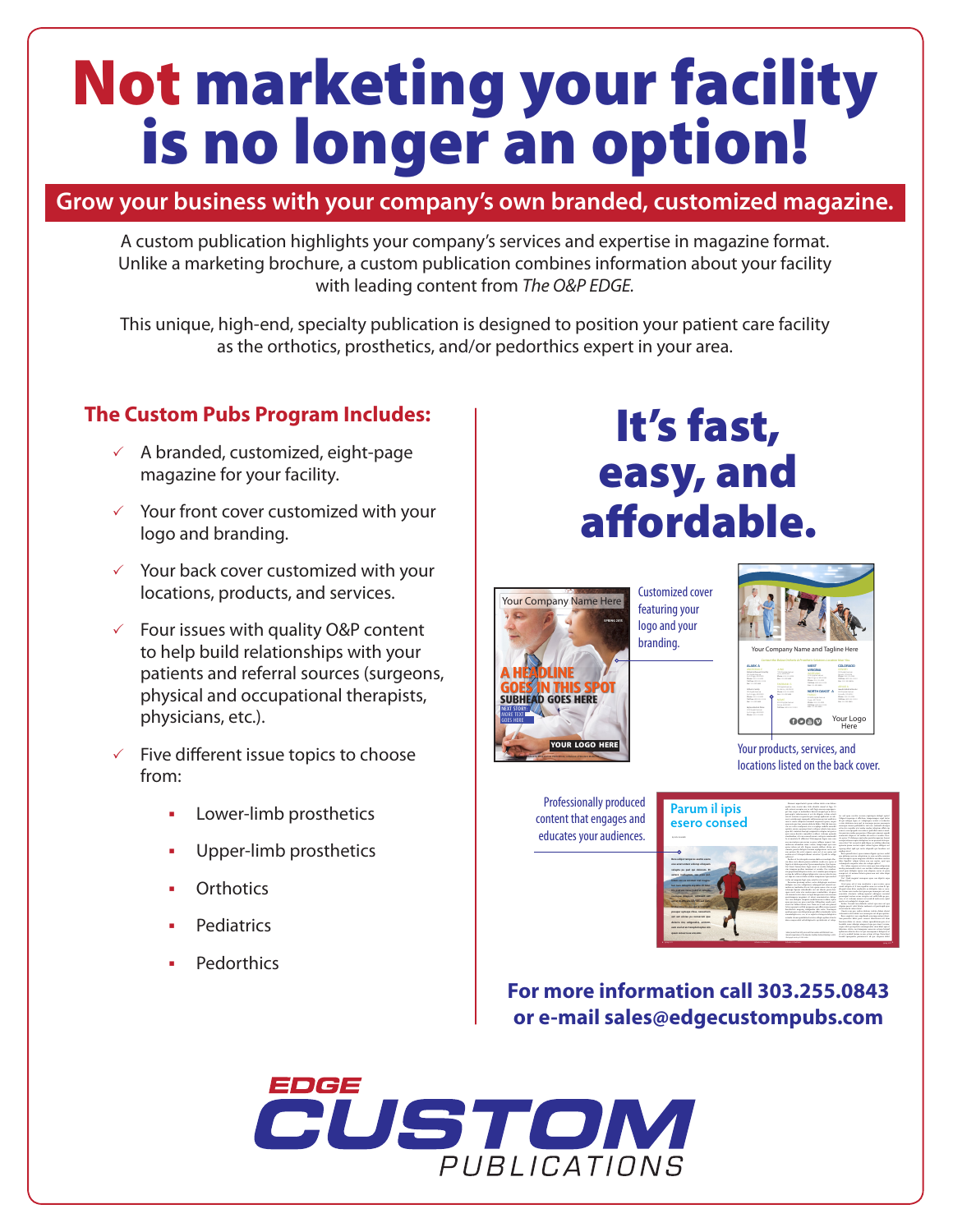# Not marketing your facility is no longer an option!

## Grow your business with your company's own branded, customized magazine.

A custom publication highlights your company's services and expertise in magazine format. Unlike a marketing brochure, a custom publication combines information about your facility with leading content from *The O&P EDGE.*

This unique, high-end, specialty publication is designed to position your patient care facility as the orthotics, prosthetics, and/or pedorthics expert in your area.

### The Custom Pubs Program Includes:

- ✓ A branded, customized, eight-page magazine for your facility.
- ✓ Your front cover customized with your logo and branding.
- ✓ Your back cover customized with your locations, products, and services.
- ✓ Four issues with quality O&P content to help build relationships with your patients and referral sources (surgeons, physical and occupational therapists, physicians, etc.).
- ✓ Five different issue topics to choose from:
  - Lower-limb prosthetics
  - Upper-limb prosthetics
  - Orthotics
  - Pediatrics
  - Pedorthics

## It's fast, easy, and affordable.

Customized cover featuring your logo and your branding.

Your products, services, and locations listed on the back cover.

Professionally produced content that engages and educates your audiences.

**For more information call 303.255.0843 or e-mail sales@edgecustompubs.com**

EDGE CUSTOM PUBLICATIONS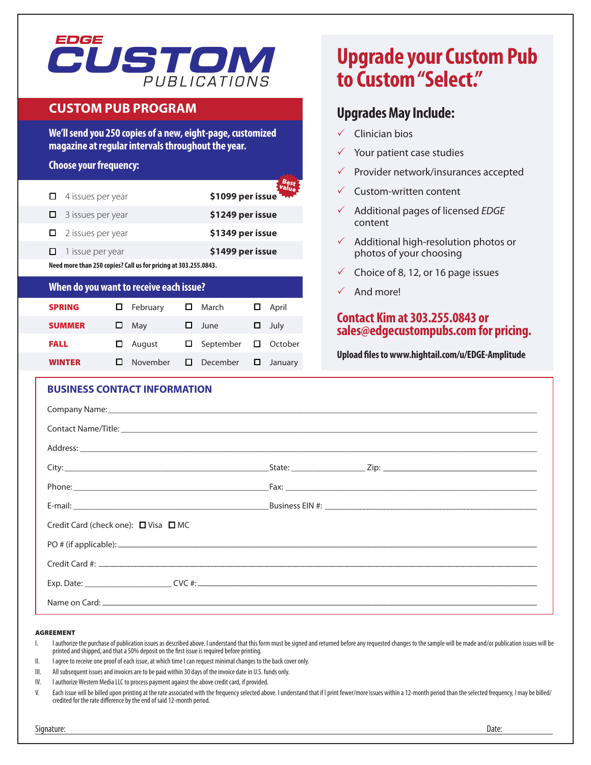# EDGE CUSTOM PUBLICATIONS

## CUSTOM PUB PROGRAM

**We'll send you 250 copies of a new, eight-page, customized magazine at regular intervals throughout the year.**

**Choose your frequency:**

| | |
|---|---|
| ☐ 4 issues per year | **$1099 per issue** (Best value) |
| ☐ 3 issues per year | **$1249 per issue** |
| ☐ 2 issues per year | **$1349 per issue** |
| ☐ 1 issue per year | **$1499 per issue** |

**Need more than 250 copies? Call us for pricing at 303.255.0843.**

### When do you want to receive each issue?

| | | | |
|---|---|---|---|
| **SPRING** | ☐ February | ☐ March | ☐ April |
| **SUMMER** | ☐ May | ☐ June | ☐ July |
| **FALL** | ☐ August | ☐ September | ☐ October |
| **WINTER** | ☐ November | ☐ December | ☐ January |

# Upgrade your Custom Pub to Custom "Select."

## Upgrades May Include:

- ✓ Clinician bios
- ✓ Your patient case studies
- ✓ Provider network/insurances accepted
- ✓ Custom-written content
- ✓ Additional pages of licensed *EDGE* content
- ✓ Additional high-resolution photos or photos of your choosing
- ✓ Choice of 8, 12, or 16 page issues
- ✓ And more!

**Contact Kim at 303.255.0843 or sales@edgecustompubs.com for pricing.**

**Upload files to www.hightail.com/u/EDGE-Amplitude**

## BUSINESS CONTACT INFORMATION

Company Name: ______________________________

Contact Name/Title: ______________________________

Address: ______________________________

City: ______________________________ State: ______________ Zip: ______________________________

Phone: ______________________________ Fax: ______________________________

E-mail: ______________________________ Business EIN #: ______________________________

Credit Card (check one): ☐ Visa ☐ MC

PO # (if applicable): ______________________________

Credit Card #: ______________________________

Exp. Date: ______________ CVC #: ______________________________

Name on Card: ______________________________

### AGREEMENT

I. I authorize the purchase of publication issues as described above. I understand that this form must be signed and returned before any requested changes to the sample will be made and/or publication issues will be printed and shipped, and that a 50% deposit on the first issue is required before printing.

II. I agree to receive one proof of each issue, at which time I can request minimal changes to the back cover only.

III. All subsequent issues and invoices are to be paid within 30 days of the invoice date in U.S. funds only.

IV. I authorize Western Media LLC to process payment against the above credit card, if provided.

V. Each issue will be billed upon printing at the rate associated with the frequency selected above. I understand that if I print fewer/more issues within a 12-month period than the selected frequency, I may be billed/credited for the rate difference by the end of said 12-month period.

Signature: ______________________________ Date: ______________